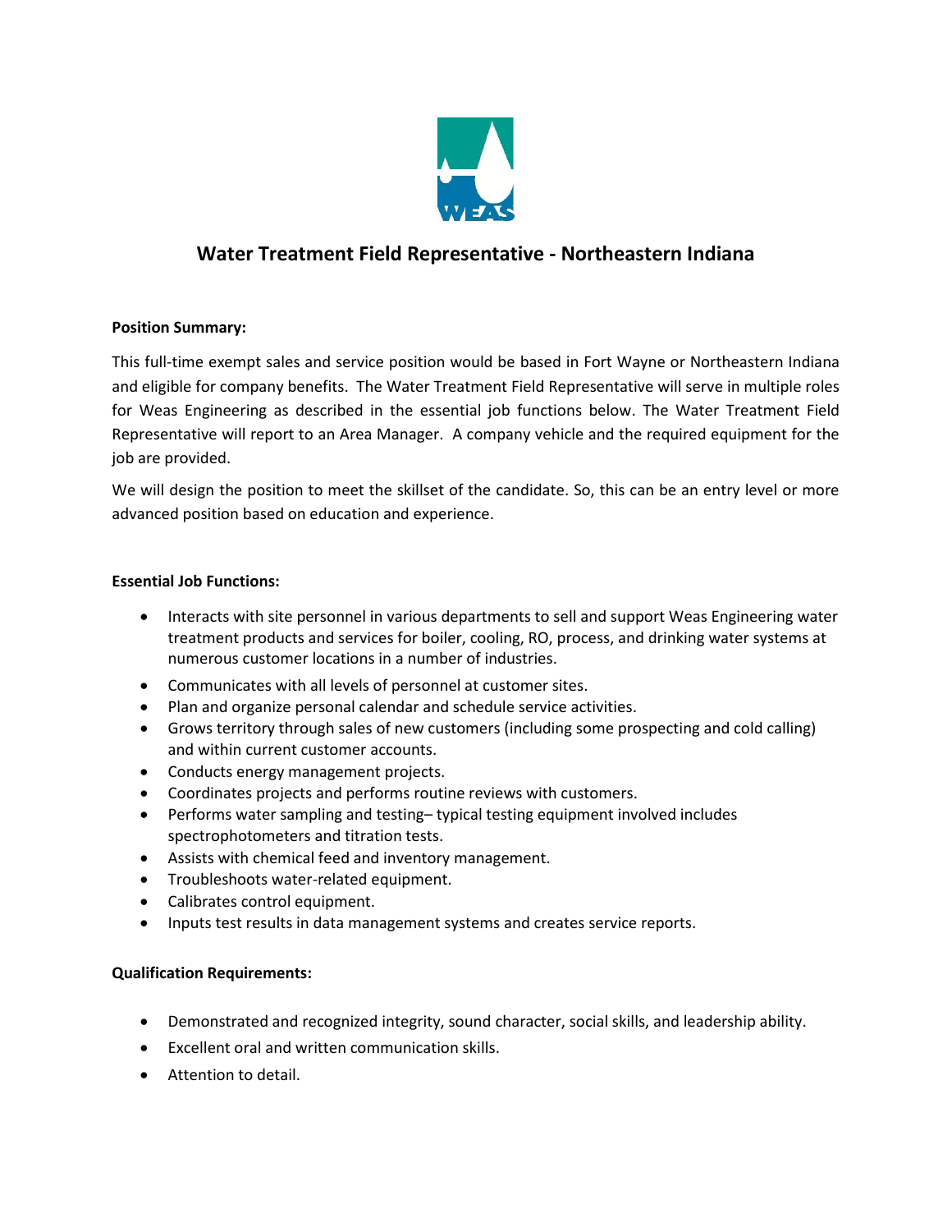# Water Treatment Field Representative - Northeastern Indiana

**Position Summary:**

This full-time exempt sales and service position would be based in Fort Wayne or Northeastern Indiana and eligible for company benefits. The Water Treatment Field Representative will serve in multiple roles for Weas Engineering as described in the essential job functions below. The Water Treatment Field Representative will report to an Area Manager. A company vehicle and the required equipment for the job are provided.

We will design the position to meet the skillset of the candidate. So, this can be an entry level or more advanced position based on education and experience.

**Essential Job Functions:**

- Interacts with site personnel in various departments to sell and support Weas Engineering water treatment products and services for boiler, cooling, RO, process, and drinking water systems at numerous customer locations in a number of industries.
- Communicates with all levels of personnel at customer sites.
- Plan and organize personal calendar and schedule service activities.
- Grows territory through sales of new customers (including some prospecting and cold calling) and within current customer accounts.
- Conducts energy management projects.
- Coordinates projects and performs routine reviews with customers.
- Performs water sampling and testing– typical testing equipment involved includes spectrophotometers and titration tests.
- Assists with chemical feed and inventory management.
- Troubleshoots water-related equipment.
- Calibrates control equipment.
- Inputs test results in data management systems and creates service reports.

**Qualification Requirements:**

- Demonstrated and recognized integrity, sound character, social skills, and leadership ability.
- Excellent oral and written communication skills.
- Attention to detail.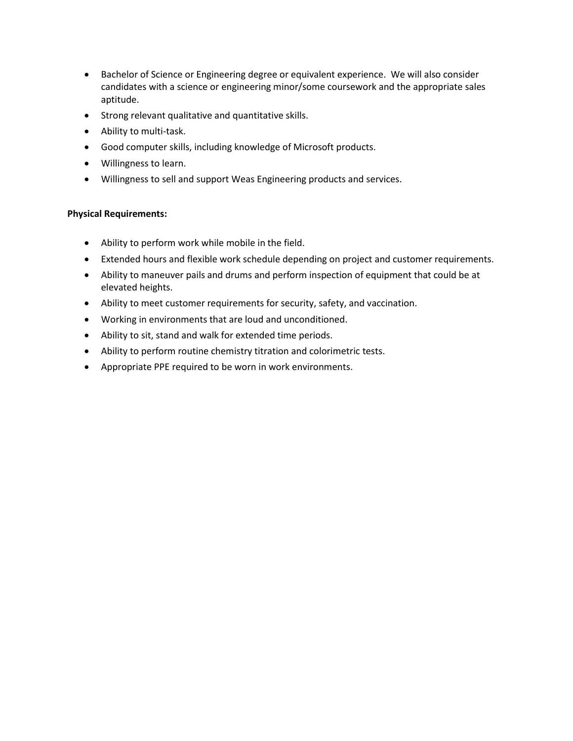- Bachelor of Science or Engineering degree or equivalent experience.  We will also consider candidates with a science or engineering minor/some coursework and the appropriate sales aptitude.
- Strong relevant qualitative and quantitative skills.
- Ability to multi-task.
- Good computer skills, including knowledge of Microsoft products.
- Willingness to learn.
- Willingness to sell and support Weas Engineering products and services.

**Physical Requirements:**

- Ability to perform work while mobile in the field.
- Extended hours and flexible work schedule depending on project and customer requirements.
- Ability to maneuver pails and drums and perform inspection of equipment that could be at elevated heights.
- Ability to meet customer requirements for security, safety, and vaccination.
- Working in environments that are loud and unconditioned.
- Ability to sit, stand and walk for extended time periods.
- Ability to perform routine chemistry titration and colorimetric tests.
- Appropriate PPE required to be worn in work environments.